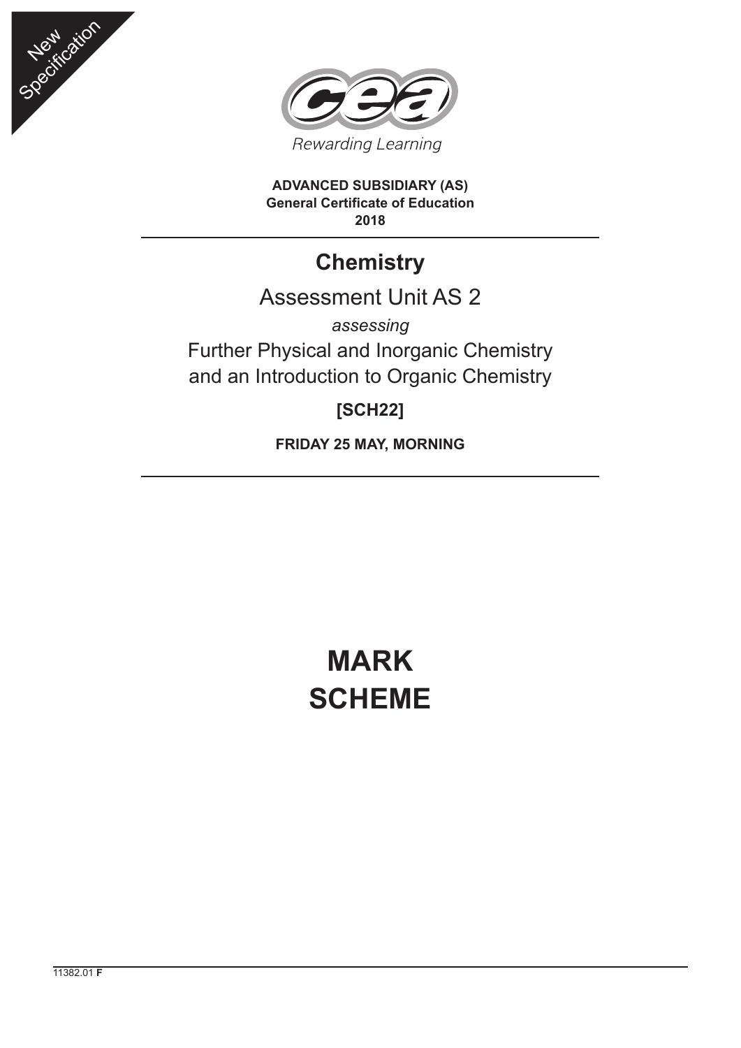New Specification

Rewarding Learning

**ADVANCED SUBSIDIARY (AS)**
**General Certificate of Education**
**2018**

# Chemistry

## Assessment Unit AS 2

*assessing*

Further Physical and Inorganic Chemistry
and an Introduction to Organic Chemistry

**[SCH22]**

**FRIDAY 25 MAY, MORNING**

# MARK SCHEME

11382.01 **F**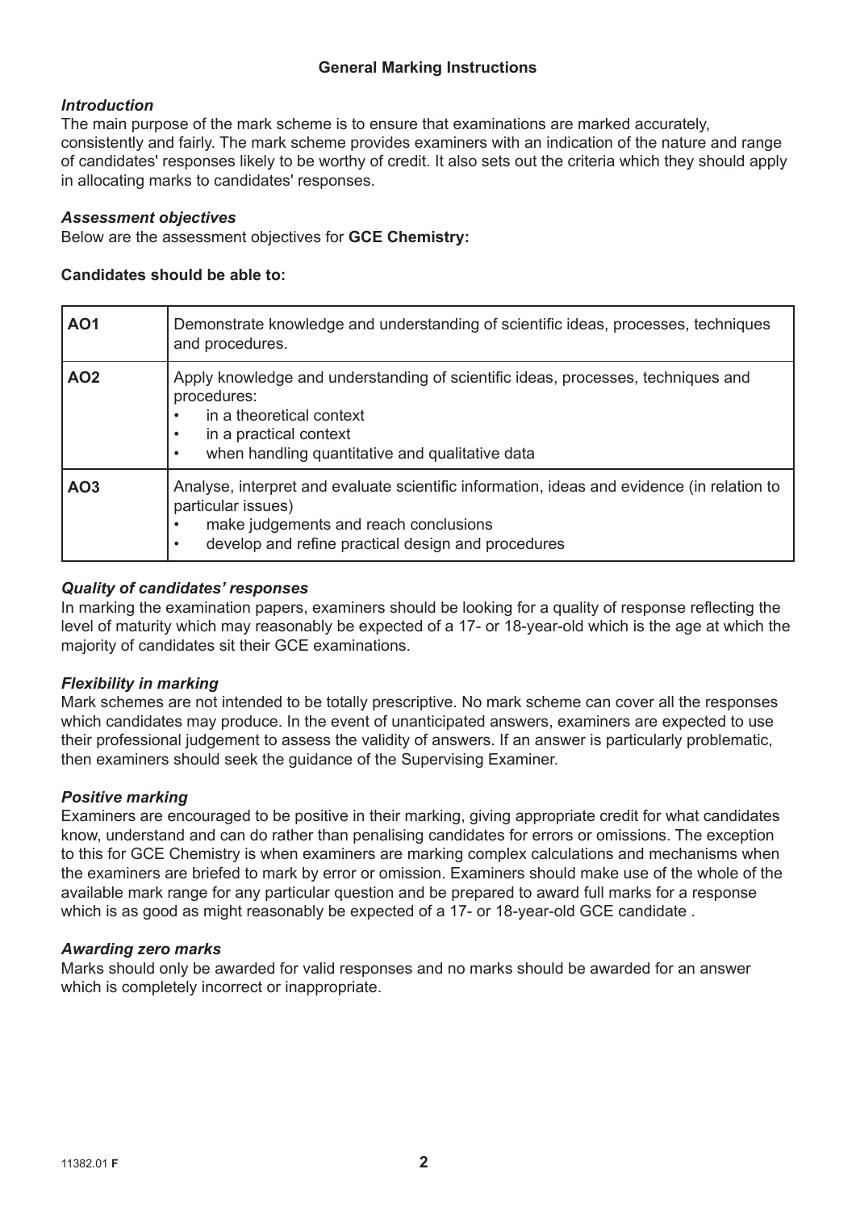## General Marking Instructions

### *Introduction*

The main purpose of the mark scheme is to ensure that examinations are marked accurately, consistently and fairly. The mark scheme provides examiners with an indication of the nature and range of candidates' responses likely to be worthy of credit. It also sets out the criteria which they should apply in allocating marks to candidates' responses.

### *Assessment objectives*

Below are the assessment objectives for **GCE Chemistry:**

**Candidates should be able to:**

| | |
|---|---|
| **AO1** | Demonstrate knowledge and understanding of scientific ideas, processes, techniques and procedures. |
| **AO2** | Apply knowledge and understanding of scientific ideas, processes, techniques and procedures:<br>• in a theoretical context<br>• in a practical context<br>• when handling quantitative and qualitative data |
| **AO3** | Analyse, interpret and evaluate scientific information, ideas and evidence (in relation to particular issues)<br>• make judgements and reach conclusions<br>• develop and refine practical design and procedures |

### *Quality of candidates' responses*

In marking the examination papers, examiners should be looking for a quality of response reflecting the level of maturity which may reasonably be expected of a 17- or 18-year-old which is the age at which the majority of candidates sit their GCE examinations.

### *Flexibility in marking*

Mark schemes are not intended to be totally prescriptive. No mark scheme can cover all the responses which candidates may produce. In the event of unanticipated answers, examiners are expected to use their professional judgement to assess the validity of answers. If an answer is particularly problematic, then examiners should seek the guidance of the Supervising Examiner.

### *Positive marking*

Examiners are encouraged to be positive in their marking, giving appropriate credit for what candidates know, understand and can do rather than penalising candidates for errors or omissions. The exception to this for GCE Chemistry is when examiners are marking complex calculations and mechanisms when the examiners are briefed to mark by error or omission. Examiners should make use of the whole of the available mark range for any particular question and be prepared to award full marks for a response which is as good as might reasonably be expected of a 17- or 18-year-old GCE candidate .

### *Awarding zero marks*

Marks should only be awarded for valid responses and no marks should be awarded for an answer which is completely incorrect or inappropriate.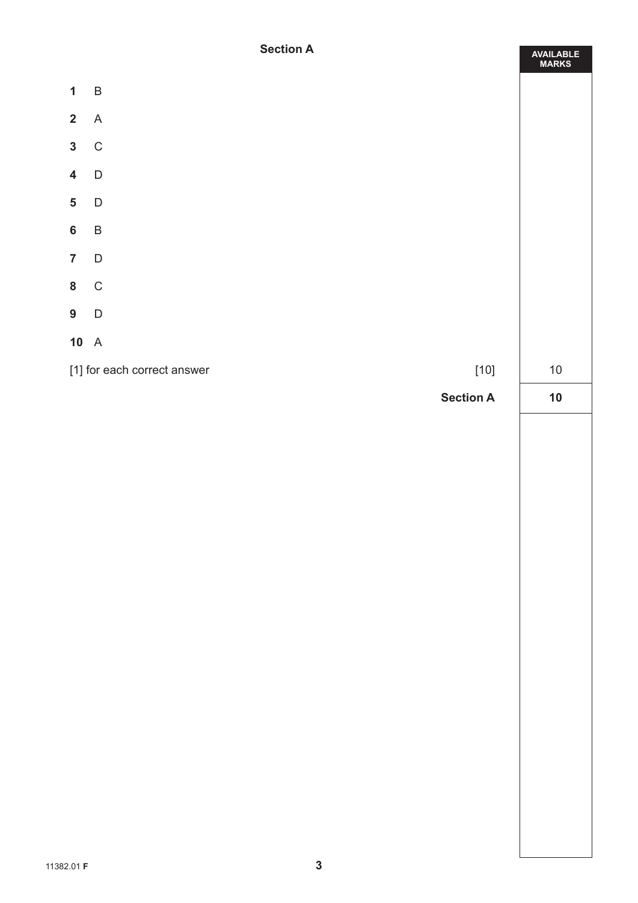## Section A

| | | | AVAILABLE MARKS |
|---|---|---|---|
| **1** | B | | |
| **2** | A | | |
| **3** | C | | |
| **4** | D | | |
| **5** | D | | |
| **6** | B | | |
| **7** | D | | |
| **8** | C | | |
| **9** | D | | |
| **10** | A | | |
| [1] for each correct answer | | [10] | 10 |
| | | **Section A** | **10** |

11382.01 **F**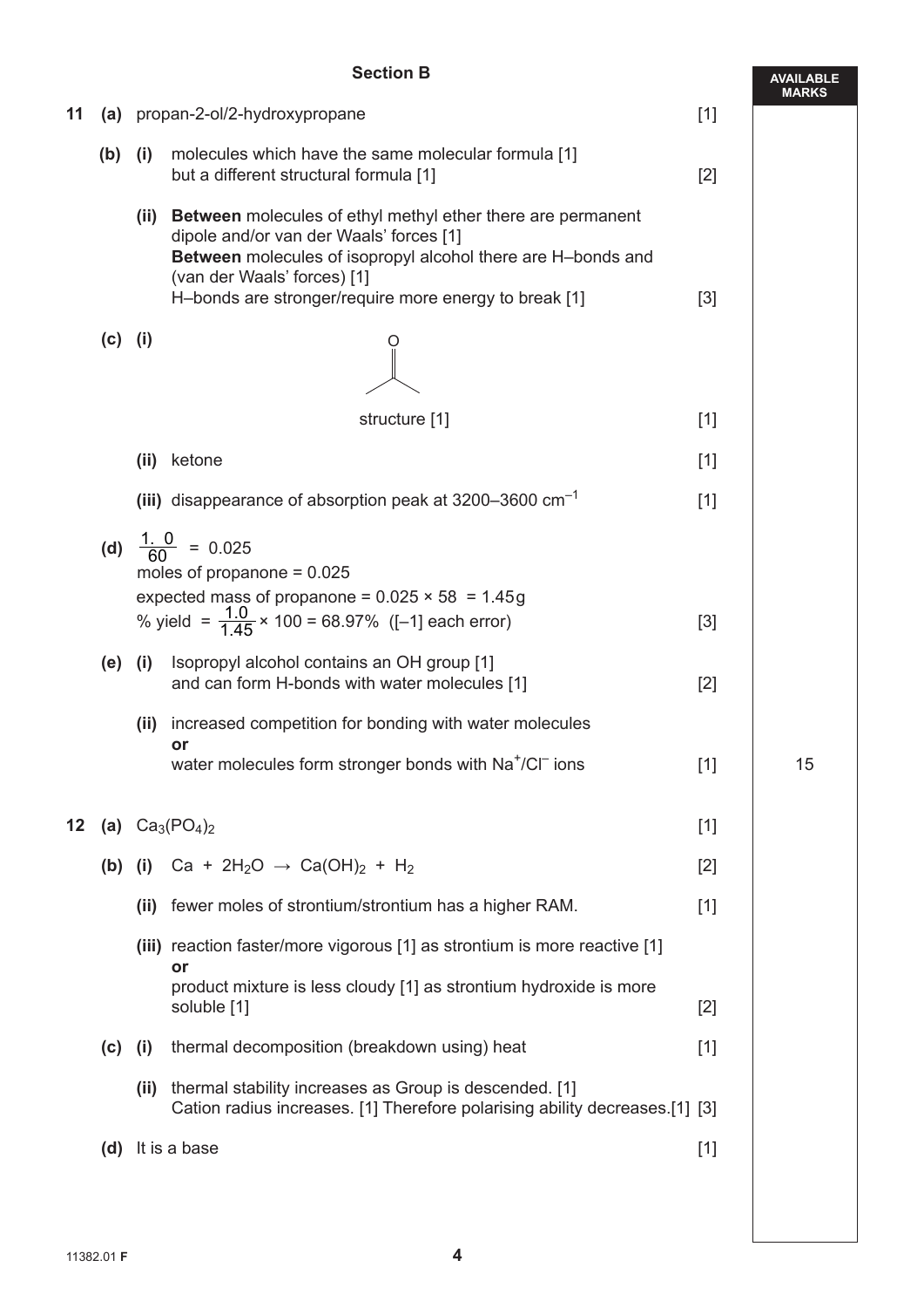## Section B

AVAILABLE MARKS

**11** **(a)** propan-2-ol/2-hydroxypropane [1]

**(b)** **(i)** molecules which have the same molecular formula [1] but a different structural formula [1] [2]

**(ii)** **Between** molecules of ethyl methyl ether there are permanent dipole and/or van der Waals' forces [1]
**Between** molecules of isopropyl alcohol there are H–bonds and (van der Waals' forces) [1]
H–bonds are stronger/require more energy to break [1] [3]

**(c)** **(i)** (skeletal structure of propanone: C=O with two methyl groups)

structure [1] [1]

**(ii)** ketone [1]

**(iii)** disappearance of absorption peak at 3200–3600 $cm^{-1}$ [1]

**(d)** $\frac{1.\ 0}{60}$ = 0.025
moles of propanone = 0.025
expected mass of propanone = 0.025 × 58 = 1.45g
% yield = $\frac{1.0}{1.45}$ × 100 = 68.97% ([–1] each error) [3]

**(e)** **(i)** Isopropyl alcohol contains an OH group [1] and can form H-bonds with water molecules [1] [2]

**(ii)** increased competition for bonding with water molecules
**or**
water molecules form stronger bonds with $Na^+$/$Cl^-$ ions [1]

15

**12** **(a)** $Ca_3(PO_4)_2$ [1]

**(b)** **(i)** $Ca + 2H_2O \rightarrow Ca(OH)_2 + H_2$ [2]

**(ii)** fewer moles of strontium/strontium has a higher RAM. [1]

**(iii)** reaction faster/more vigorous [1] as strontium is more reactive [1]
**or**
product mixture is less cloudy [1] as strontium hydroxide is more soluble [1] [2]

**(c)** **(i)** thermal decomposition (breakdown using) heat [1]

**(ii)** thermal stability increases as Group is descended. [1]
Cation radius increases. [1] Therefore polarising ability decreases.[1] [3]

**(d)** It is a base [1]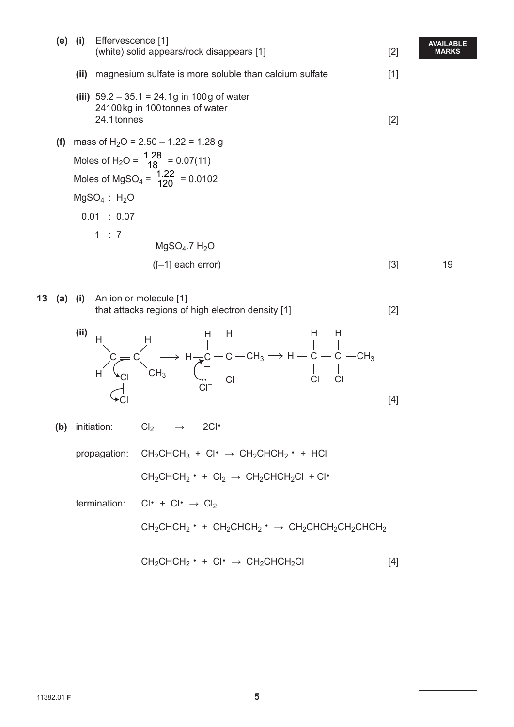**(e) (i)** Effervescence [1]
(white) solid appears/rock disappears [1] [2]

**(ii)** magnesium sulfate is more soluble than calcium sulfate [1]

**(iii)** 59.2 – 35.1 = 24.1 g in 100 g of water
24100 kg in 100 tonnes of water
24.1 tonnes [2]

**(f)** mass of $H_2O$ = 2.50 – 1.22 = 1.28 g

Moles of $H_2O = \frac{1.28}{18} = 0.07(11)$

Moles of $MgSO_4 = \frac{1.22}{120} = 0.0102$

$MgSO_4$ : $H_2O$

0.01 : 0.07

1 : 7

$MgSO_4.7\,H_2O$

([–1] each error) [3]

19

**13 (a) (i)** An ion or molecule [1]
that attacks regions of high electron density [1] [2]

**(ii)** $CH_2{=}CHCH_3$ + $Cl_2$ (curly arrows: from C=C to Cl; from Cl–Cl bond to Cl) $\longrightarrow$ $CH_2Cl{-}\overset{+}{C}H{-}CH_3$ + $Cl^-$ (curly arrow from lone pair on $Cl^-$ to $C^+$) $\longrightarrow$ $CH_2Cl{-}CHCl{-}CH_3$ [4]

**(b)** initiation: $Cl_2 \rightarrow 2Cl^\bullet$

propagation: $CH_2CHCH_3 + Cl^\bullet \rightarrow CH_2CHCH_2{}^\bullet + HCl$

$CH_2CHCH_2{}^\bullet + Cl_2 \rightarrow CH_2CHCH_2Cl + Cl^\bullet$

termination: $Cl^\bullet + Cl^\bullet \rightarrow Cl_2$

$CH_2CHCH_2{}^\bullet + CH_2CHCH_2{}^\bullet \rightarrow CH_2CHCH_2CH_2CHCH_2$

$CH_2CHCH_2{}^\bullet + Cl^\bullet \rightarrow CH_2CHCH_2Cl$ [4]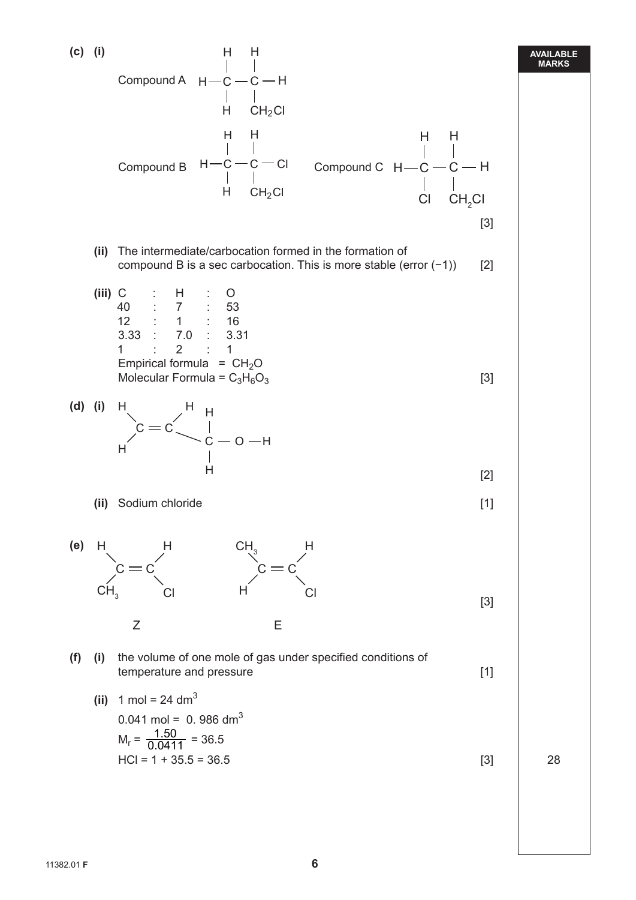**(c) (i)**

Compound A

```
     H   H
     |   |
 H — C — C — H
     |   |
     H   CH2Cl
```

Compound B

```
     H   H
     |   |
 H — C — C — Cl
     |   |
     H   CH2Cl
```

Compound C

```
     H   H
     |   |
 H — C — C — H
     |   |
     Cl  CH2Cl
```

[3]

**(ii)** The intermediate/carbocation formed in the formation of compound B is a sec carbocation. This is more stable (error (−1)) [2]

**(iii)**

| C | : | H | : | O |
|---|---|---|---|---|
| 40 | : | 7 | : | 53 |
| 12 | : | 1 | : | 16 |
| 3.33 | : | 7.0 | : | 3.31 |
| 1 | : | 2 | : | 1 |

Empirical formula = $CH_2O$

Molecular Formula = $C_3H_6O_3$ [3]

**(d) (i)**

```
H         H    H
  \      /     |
   C == C      |
  /       \    |
H          ——  C — O — H
               |
               H
```

[2]

**(ii)** Sodium chloride [1]

**(e)**

```
 H         H            CH3        H
   \      /                \      /
    C == C                  C == C
   /      \                /      \
CH3        Cl             H        Cl

      Z                        E
```

[3]

**(f) (i)** the volume of one mole of gas under specified conditions of temperature and pressure [1]

**(ii)** 1 mol = 24 $dm^3$

0.041 mol = 0. 986 $dm^3$

$M_r = \frac{1.50}{0.0411} = 36.5$

HCl = 1 + 35.5 = 36.5 [3]

28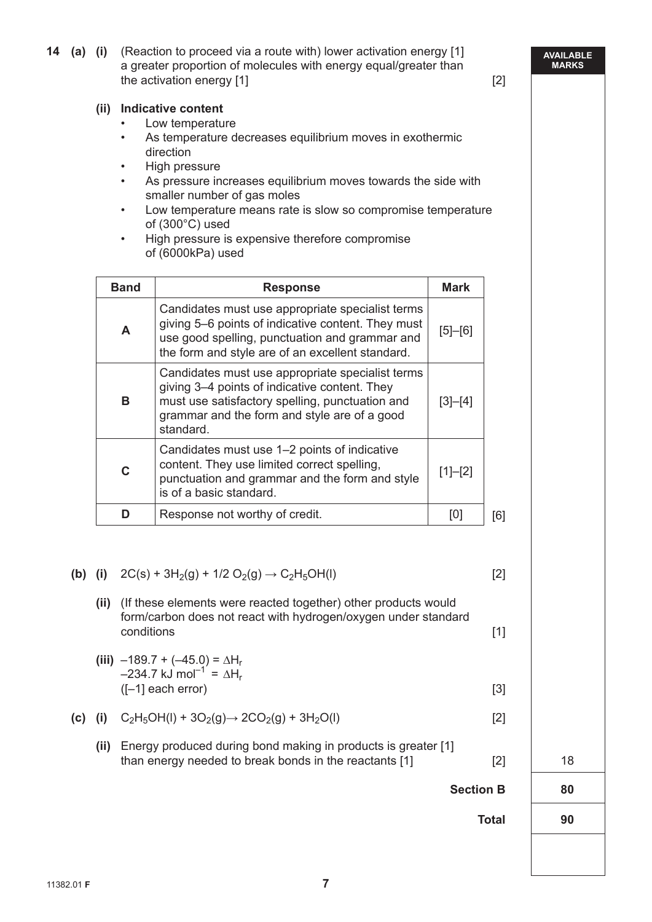**14 (a) (i)** (Reaction to proceed via a route with) lower activation energy [1]
a greater proportion of molecules with energy equal/greater than the activation energy [1] [2]

**(ii) Indicative content**

- Low temperature
- As temperature decreases equilibrium moves in exothermic direction
- High pressure
- As pressure increases equilibrium moves towards the side with smaller number of gas moles
- Low temperature means rate is slow so compromise temperature of (300°C) used
- High pressure is expensive therefore compromise of (6000kPa) used

| Band | Response | Mark |
|---|---|---|
| A | Candidates must use appropriate specialist terms giving 5–6 points of indicative content. They must use good spelling, punctuation and grammar and the form and style are of an excellent standard. | [5]–[6] |
| B | Candidates must use appropriate specialist terms giving 3–4 points of indicative content. They must use satisfactory spelling, punctuation and grammar and the form and style are of a good standard. | [3]–[4] |
| C | Candidates must use 1–2 points of indicative content. They use limited correct spelling, punctuation and grammar and the form and style is of a basic standard. | [1]–[2] |
| D | Response not worthy of credit. | [0] |

[6]

**(b) (i)** $2C(s) + 3H_2(g) + 1/2\ O_2(g) \rightarrow C_2H_5OH(l)$ [2]

**(ii)** (If these elements were reacted together) other products would form/carbon does not react with hydrogen/oxygen under standard conditions [1]

**(iii)** $-189.7 + (-45.0) = \Delta H_r$
$-234.7\ \text{kJ mol}^{-1} = \Delta H_r$
([–1] each error) [3]

**(c) (i)** $C_2H_5OH(l) + 3O_2(g) \rightarrow 2CO_2(g) + 3H_2O(l)$ [2]

**(ii)** Energy produced during bond making in products is greater [1]
than energy needed to break bonds in the reactants [1] [2]

18

**Section B** 80

**Total** 90